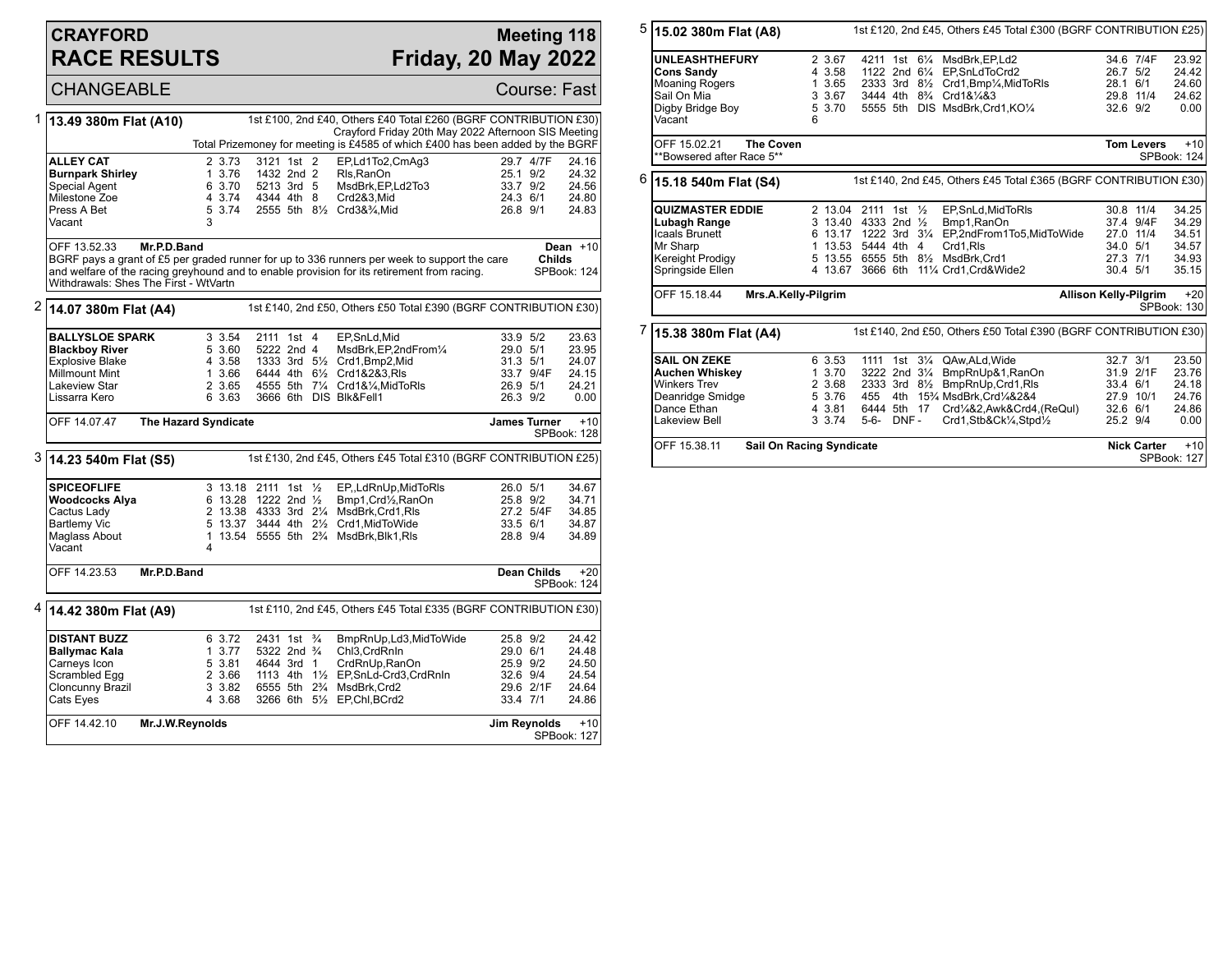# CRAYFORD RACE RESULTS

## Meeting 118 — Friday, 20 May 2022

CHANGEABLE — Course: Fast

### 1 — 13.49 380m Flat (A10)

1st £100, 2nd £40, Others £40 Total £260 (BGRF CONTRIBUTION £30)
Crayford Friday 20th May 2022 Afternoon SIS Meeting
Total Prizemoney for meeting is £4585 of which £400 has been added by the BGRF

| Greyhound | Trap | Sec | Bends | Pos | Dist | Remarks | Wt | SP | Time |
|---|---|---|---|---|---|---|---|---|---|
| **ALLEY CAT** | 2 | 3.73 | 3121 | 1st | 2 | EP,Ld1To2,CmAg3 | 29.7 | 4/7F | 24.16 |
| **Burnpark Shirley** | 1 | 3.76 | 1432 | 2nd | 2 | Rls,RanOn | 25.1 | 9/2 | 24.32 |
| Special Agent | 6 | 3.70 | 5213 | 3rd | 5 | MsdBrk,EP,Ld2To3 | 33.7 | 9/2 | 24.56 |
| Milestone Zoe | 4 | 3.74 | 4344 | 4th | 8 | Crd2&3,Mid | 24.3 | 6/1 | 24.80 |
| Press A Bet | 5 | 3.74 | 2555 | 5th | 8½ | Crd3&¾,Mid | 26.8 | 9/1 | 24.83 |
| Vacant | 3 | | | | | | | | |

OFF 13.52.33 **Mr.P.D.Band** — **Dean Childs** +10 — SPBook: 124

BGRF pays a grant of £5 per graded runner for up to 336 runners per week to support the care and welfare of the racing greyhound and to enable provision for its retirement from racing.
Withdrawals: Shes The First - WtVartn

### 2 — 14.07 380m Flat (A4)

1st £140, 2nd £50, Others £50 Total £390 (BGRF CONTRIBUTION £30)

| Greyhound | Trap | Sec | Bends | Pos | Dist | Remarks | Wt | SP | Time |
|---|---|---|---|---|---|---|---|---|---|
| **BALLYSLOE SPARK** | 3 | 3.54 | 2111 | 1st | 4 | EP,SnLd,Mid | 33.9 | 5/2 | 23.63 |
| **Blackboy River** | 5 | 3.60 | 5222 | 2nd | 4 | MsdBrk,EP,2ndFrom¼ | 29.0 | 5/1 | 23.95 |
| Explosive Blake | 4 | 3.58 | 1333 | 3rd | 5½ | Crd1,Bmp2,Mid | 31.3 | 5/1 | 24.07 |
| Millmount Mint | 1 | 3.66 | 6444 | 4th | 6½ | Crd1&2&3,Rls | 33.7 | 9/4F | 24.15 |
| Lakeview Star | 2 | 3.65 | 4555 | 5th | 7¼ | Crd1&¼,MidToRls | 26.9 | 5/1 | 24.21 |
| Lissarra Kero | 6 | 3.63 | 3666 | 6th | DIS | Blk&Fell1 | 26.3 | 9/2 | 0.00 |

OFF 14.07.47 **The Hazard Syndicate** — **James Turner** +10 — SPBook: 128

### 3 — 14.23 540m Flat (S5)

1st £130, 2nd £45, Others £45 Total £310 (BGRF CONTRIBUTION £25)

| Greyhound | Trap | Sec | Bends | Pos | Dist | Remarks | Wt | SP | Time |
|---|---|---|---|---|---|---|---|---|---|
| **SPICEOFLIFE** | 3 | 13.18 | 2111 | 1st | ½ | EP,,LdRnUp,MidToRls | 26.0 | 5/1 | 34.67 |
| **Woodcocks Alya** | 6 | 13.28 | 1222 | 2nd | ½ | Bmp1,Crd½,RanOn | 25.8 | 9/2 | 34.71 |
| Cactus Lady | 2 | 13.38 | 4333 | 3rd | 2¼ | MsdBrk,Crd1,Rls | 27.2 | 5/4F | 34.85 |
| Bartlemy Vic | 5 | 13.37 | 3444 | 4th | 2½ | Crd1,MidToWide | 33.5 | 6/1 | 34.87 |
| Maglass About | 1 | 13.54 | 5555 | 5th | 2¾ | MsdBrk,Blk1,Rls | 28.8 | 9/4 | 34.89 |
| Vacant | 4 | | | | | | | | |

OFF 14.23.53 **Mr.P.D.Band** — **Dean Childs** +20 — SPBook: 124

### 4 — 14.42 380m Flat (A9)

1st £110, 2nd £45, Others £45 Total £335 (BGRF CONTRIBUTION £30)

| Greyhound | Trap | Sec | Bends | Pos | Dist | Remarks | Wt | SP | Time |
|---|---|---|---|---|---|---|---|---|---|
| **DISTANT BUZZ** | 6 | 3.72 | 2431 | 1st | ¾ | BmpRnUp,Ld3,MidToWide | 25.8 | 9/2 | 24.42 |
| **Ballymac Kala** | 1 | 3.77 | 5322 | 2nd | ¾ | Chl3,CrdRnIn | 29.0 | 6/1 | 24.48 |
| Carneys Icon | 5 | 3.81 | 4644 | 3rd | 1 | CrdRnUp,RanOn | 25.9 | 9/2 | 24.50 |
| Scrambled Egg | 2 | 3.66 | 1113 | 4th | 1½ | EP,SnLd-Crd3,CrdRnIn | 32.6 | 9/4 | 24.54 |
| Cloncunny Brazil | 3 | 3.82 | 6555 | 5th | 2¾ | MsdBrk,Crd2 | 29.6 | 2/1F | 24.64 |
| Cats Eyes | 4 | 3.68 | 3266 | 6th | 5½ | EP,Chl,BCrd2 | 33.4 | 7/1 | 24.86 |

OFF 14.42.10 **Mr.J.W.Reynolds** — **Jim Reynolds** +10 — SPBook: 127

### 5 — 15.02 380m Flat (A8)

1st £120, 2nd £45, Others £45 Total £300 (BGRF CONTRIBUTION £25)

| Greyhound | Trap | Sec | Bends | Pos | Dist | Remarks | Wt | SP | Time |
|---|---|---|---|---|---|---|---|---|---|
| **UNLEASHTHEFURY** | 2 | 3.67 | 4211 | 1st | 6¼ | MsdBrk,EP,Ld2 | 34.6 | 7/4F | 23.92 |
| **Cons Sandy** | 4 | 3.58 | 1122 | 2nd | 6¼ | EP,SnLdToCrd2 | 26.7 | 5/2 | 24.42 |
| Moaning Rogers | 1 | 3.65 | 2333 | 3rd | 8½ | Crd1,Bmp¼,MidToRls | 28.1 | 6/1 | 24.60 |
| Sail On Mia | 3 | 3.67 | 3444 | 4th | 8¾ | Crd1&¼&3 | 29.8 | 11/4 | 24.62 |
| Digby Bridge Boy | 5 | 3.70 | 5555 | 5th | DIS | MsdBrk,Crd1,KO¼ | 32.6 | 9/2 | 0.00 |
| Vacant | 6 | | | | | | | | |

OFF 15.02.21 **The Coven** — **Tom Levers** +10 — SPBook: 124
**Bowsered after Race 5**

### 6 — 15.18 540m Flat (S4)

1st £140, 2nd £45, Others £45 Total £365 (BGRF CONTRIBUTION £30)

| Greyhound | Trap | Sec | Bends | Pos | Dist | Remarks | Wt | SP | Time |
|---|---|---|---|---|---|---|---|---|---|
| **QUIZMASTER EDDIE** | 2 | 13.04 | 2111 | 1st | ½ | EP,SnLd,MidToRls | 30.8 | 11/4 | 34.25 |
| **Lubagh Range** | 3 | 13.40 | 4333 | 2nd | ½ | Bmp1,RanOn | 37.4 | 9/4F | 34.29 |
| Icaals Brunett | 6 | 13.17 | 1222 | 3rd | 3¼ | EP,2ndFrom1To5,MidToWide | 27.0 | 11/4 | 34.51 |
| Mr Sharp | 1 | 13.53 | 5444 | 4th | 4 | Crd1,Rls | 34.0 | 5/1 | 34.57 |
| Kereight Prodigy | 5 | 13.55 | 6555 | 5th | 8½ | MsdBrk,Crd1 | 27.3 | 7/1 | 34.93 |
| Springside Ellen | 4 | 13.67 | 3666 | 6th | 11¼ | Crd1,Crd&Wide2 | 30.4 | 5/1 | 35.15 |

OFF 15.18.44 **Mrs.A.Kelly-Pilgrim** — **Allison Kelly-Pilgrim** +20 — SPBook: 130

### 7 — 15.38 380m Flat (A4)

1st £140, 2nd £50, Others £50 Total £390 (BGRF CONTRIBUTION £30)

| Greyhound | Trap | Sec | Bends | Pos | Dist | Remarks | Wt | SP | Time |
|---|---|---|---|---|---|---|---|---|---|
| **SAIL ON ZEKE** | 6 | 3.53 | 1111 | 1st | 3¼ | QAw,ALd,Wide | 32.7 | 3/1 | 23.50 |
| **Auchen Whiskey** | 1 | 3.70 | 3222 | 2nd | 3¼ | BmpRnUp&1,RanOn | 31.9 | 2/1F | 23.76 |
| Winkers Trev | 2 | 3.68 | 2333 | 3rd | 8½ | BmpRnUp,Crd1,Rls | 33.4 | 6/1 | 24.18 |
| Deanridge Smidge | 5 | 3.76 | 455 | 4th | 15¾ | MsdBrk,Crd¼&2&4 | 27.9 | 10/1 | 24.76 |
| Dance Ethan | 4 | 3.81 | 6444 | 5th | 17 | Crd¼&2,Awk&Crd4,(ReQul) | 32.6 | 6/1 | 24.86 |
| Lakeview Bell | 3 | 3.74 | 5-6- | DNF | - | Crd1,Stb&Ck¼,Stpd½ | 25.2 | 9/4 | 0.00 |

OFF 15.38.11 **Sail On Racing Syndicate** — **Nick Carter** +10 — SPBook: 127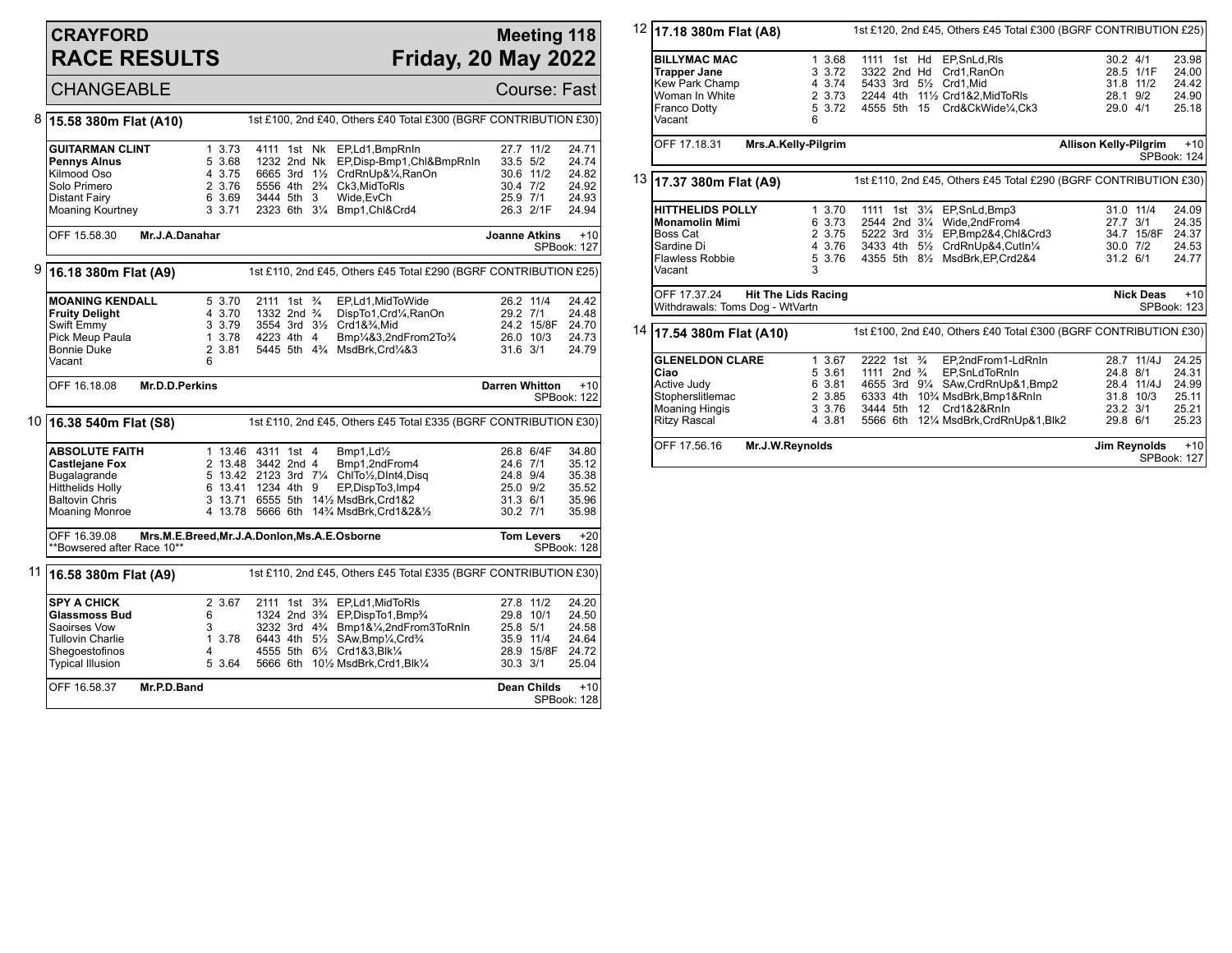# CRAYFORD RACE RESULTS

## Meeting 118 — Friday, 20 May 2022

CHANGEABLE — Course: Fast

### 8 — 15.58 380m Flat (A10)

1st £100, 2nd £40, Others £40 Total £300 (BGRF CONTRIBUTION £30)

| | | | | | | | | | | |
|---|---|---|---|---|---|---|---|---|---|---|
| **GUITARMAN CLINT** | 1 | 3.73 | 4111 | 1st | Nk | EP,Ld1,BmpRnIn | 27.7 | 11/2 | 24.71 |
| **Pennys Alnus** | 5 | 3.68 | 1232 | 2nd | Nk | EP,Disp-Bmp1,Chl&BmpRnIn | 33.5 | 5/2 | 24.74 |
| Kilmood Oso | 4 | 3.75 | 6665 | 3rd | 1½ | CrdRnUp&¼,RanOn | 30.6 | 11/2 | 24.82 |
| Solo Primero | 2 | 3.76 | 5556 | 4th | 2¾ | Ck3,MidToRls | 30.4 | 7/2 | 24.92 |
| Distant Fairy | 6 | 3.69 | 3444 | 5th | 3 | Wide,EvCh | 25.9 | 7/1 | 24.93 |
| Moaning Kourtney | 3 | 3.71 | 2323 | 6th | 3¼ | Bmp1,Chl&Crd4 | 26.3 | 2/1F | 24.94 |

OFF 15.58.30 Mr.J.A.Danahar — Joanne Atkins +10 — SPBook: 127

### 9 — 16.18 380m Flat (A9)

1st £110, 2nd £45, Others £45 Total £290 (BGRF CONTRIBUTION £25)

| | | | | | | | | | |
|---|---|---|---|---|---|---|---|---|---|
| **MOANING KENDALL** | 5 | 3.70 | 2111 | 1st | ¾ | EP,Ld1,MidToWide | 26.2 | 11/4 | 24.42 |
| **Fruity Delight** | 4 | 3.70 | 1332 | 2nd | ¾ | DispTo1,Crd¼,RanOn | 29.2 | 7/1 | 24.48 |
| Swift Emmy | 3 | 3.79 | 3554 | 3rd | 3½ | Crd1&¾,Mid | 24.2 | 15/8F | 24.70 |
| Pick Meup Paula | 1 | 3.78 | 4223 | 4th | 4 | Bmp¼&3,2ndFrom2To¾ | 26.0 | 10/3 | 24.73 |
| Bonnie Duke | 2 | 3.81 | 5445 | 5th | 4¾ | MsdBrk,Crd¼&3 | 31.6 | 3/1 | 24.79 |
| Vacant | 6 | | | | | | | | |

OFF 16.18.08 Mr.D.D.Perkins — Darren Whitton +10 — SPBook: 122

### 10 — 16.38 540m Flat (S8)

1st £110, 2nd £45, Others £45 Total £335 (BGRF CONTRIBUTION £30)

| | | | | | | | | | |
|---|---|---|---|---|---|---|---|---|---|
| **ABSOLUTE FAITH** | 1 | 13.46 | 4311 | 1st | 4 | Bmp1,Ld½ | 26.8 | 6/4F | 34.80 |
| **Castlejane Fox** | 2 | 13.48 | 3442 | 2nd | 4 | Bmp1,2ndFrom4 | 24.6 | 7/1 | 35.12 |
| Bugalagrande | 5 | 13.42 | 2123 | 3rd | 7¼ | ChlTo½,DInt4,Disq | 24.8 | 9/4 | 35.38 |
| Hitthelids Holly | 6 | 13.41 | 1234 | 4th | 9 | EP,DispTo3,Imp4 | 25.0 | 9/2 | 35.52 |
| Baltovin Chris | 3 | 13.71 | 6555 | 5th | 14½ | MsdBrk,Crd1&2 | 31.3 | 6/1 | 35.96 |
| Moaning Monroe | 4 | 13.78 | 5666 | 6th | 14¾ | MsdBrk,Crd1&2&½ | 30.2 | 7/1 | 35.98 |

OFF 16.39.08 Mrs.M.E.Breed,Mr.J.A.Donlon,Ms.A.E.Osborne — Tom Levers +20 — SPBook: 128

**Bowsered after Race 10**

### 11 — 16.58 380m Flat (A9)

1st £110, 2nd £45, Others £45 Total £335 (BGRF CONTRIBUTION £30)

| | | | | | | | | | |
|---|---|---|---|---|---|---|---|---|---|
| **SPY A CHICK** | 2 | 3.67 | 2111 | 1st | 3¾ | EP,Ld1,MidToRls | 27.8 | 11/2 | 24.20 |
| **Glassmoss Bud** | 6 | | 1324 | 2nd | 3¾ | EP,DispTo1,Bmp¾ | 29.8 | 10/1 | 24.50 |
| Saoirses Vow | 3 | | 3232 | 3rd | 4¾ | Bmp1&¼,2ndFrom3ToRnIn | 25.8 | 5/1 | 24.58 |
| Tullovin Charlie | 1 | 3.78 | 6443 | 4th | 5½ | SAw,Bmp¼,Crd¾ | 35.9 | 11/4 | 24.64 |
| Shegoestofinos | 4 | | 4555 | 5th | 6½ | Crd1&3,Blk¼ | 28.9 | 15/8F | 24.72 |
| Typical Illusion | 5 | 3.64 | 5666 | 6th | 10½ | MsdBrk,Crd1,Blk¼ | 30.3 | 3/1 | 25.04 |

OFF 16.58.37 Mr.P.D.Band — Dean Childs +10 — SPBook: 128

### 12 — 17.18 380m Flat (A8)

1st £120, 2nd £45, Others £45 Total £300 (BGRF CONTRIBUTION £25)

| | | | | | | | | | |
|---|---|---|---|---|---|---|---|---|---|
| **BILLYMAC MAC** | 1 | 3.68 | 1111 | 1st | Hd | EP,SnLd,Rls | 30.2 | 4/1 | 23.98 |
| **Trapper Jane** | 3 | 3.72 | 3322 | 2nd | Hd | Crd1,RanOn | 28.5 | 1/1F | 24.00 |
| Kew Park Champ | 4 | 3.74 | 5433 | 3rd | 5½ | Crd1,Mid | 31.8 | 11/2 | 24.42 |
| Woman In White | 2 | 3.73 | 2244 | 4th | 11½ | Crd1&2,MidToRls | 28.1 | 9/2 | 24.90 |
| Franco Dotty | 5 | 3.72 | 4555 | 5th | 15 | Crd&CkWide¼,Ck3 | 29.0 | 4/1 | 25.18 |
| Vacant | 6 | | | | | | | | |

OFF 17.18.31 Mrs.A.Kelly-Pilgrim — Allison Kelly-Pilgrim +10 — SPBook: 124

### 13 — 17.37 380m Flat (A9)

1st £110, 2nd £45, Others £45 Total £290 (BGRF CONTRIBUTION £30)

| | | | | | | | | | |
|---|---|---|---|---|---|---|---|---|---|
| **HITTHELIDS POLLY** | 1 | 3.70 | 1111 | 1st | 3¼ | EP,SnLd,Bmp3 | 31.0 | 11/4 | 24.09 |
| **Monamolin Mimi** | 6 | 3.73 | 2544 | 2nd | 3¼ | Wide,2ndFrom4 | 27.7 | 3/1 | 24.35 |
| Boss Cat | 2 | 3.75 | 5222 | 3rd | 3½ | EP,Bmp2&4,Chl&Crd3 | 34.7 | 15/8F | 24.37 |
| Sardine Di | 4 | 3.76 | 3433 | 4th | 5½ | CrdRnUp&4,CutIn¼ | 30.0 | 7/2 | 24.53 |
| Flawless Robbie | 5 | 3.76 | 4355 | 5th | 8½ | MsdBrk,EP,Crd2&4 | 31.2 | 6/1 | 24.77 |
| Vacant | 3 | | | | | | | | |

OFF 17.37.24 Hit The Lids Racing — Nick Deas +10 — SPBook: 123

Withdrawals: Toms Dog - WtVartn

### 14 — 17.54 380m Flat (A10)

1st £100, 2nd £40, Others £40 Total £300 (BGRF CONTRIBUTION £30)

| | | | | | | | | | |
|---|---|---|---|---|---|---|---|---|---|
| **GLENELDON CLARE** | 1 | 3.67 | 2222 | 1st | ¾ | EP,2ndFrom1-LdRnIn | 28.7 | 11/4J | 24.25 |
| **Ciao** | 5 | 3.61 | 1111 | 2nd | ¾ | EP,SnLdToRnIn | 24.8 | 8/1 | 24.31 |
| Active Judy | 6 | 3.81 | 4655 | 3rd | 9¼ | SAw,CrdRnUp&1,Bmp2 | 28.4 | 11/4J | 24.99 |
| Stopherslitlemac | 2 | 3.85 | 6333 | 4th | 10¾ | MsdBrk,Bmp1&RnIn | 31.8 | 10/3 | 25.11 |
| Moaning Hingis | 3 | 3.76 | 3444 | 5th | 12 | Crd1&2&RnIn | 23.2 | 3/1 | 25.21 |
| Ritzy Rascal | 4 | 3.81 | 5566 | 6th | 12¼ | MsdBrk,CrdRnUp&1,Blk2 | 29.8 | 6/1 | 25.23 |

OFF 17.56.16 Mr.J.W.Reynolds — Jim Reynolds +10 — SPBook: 127